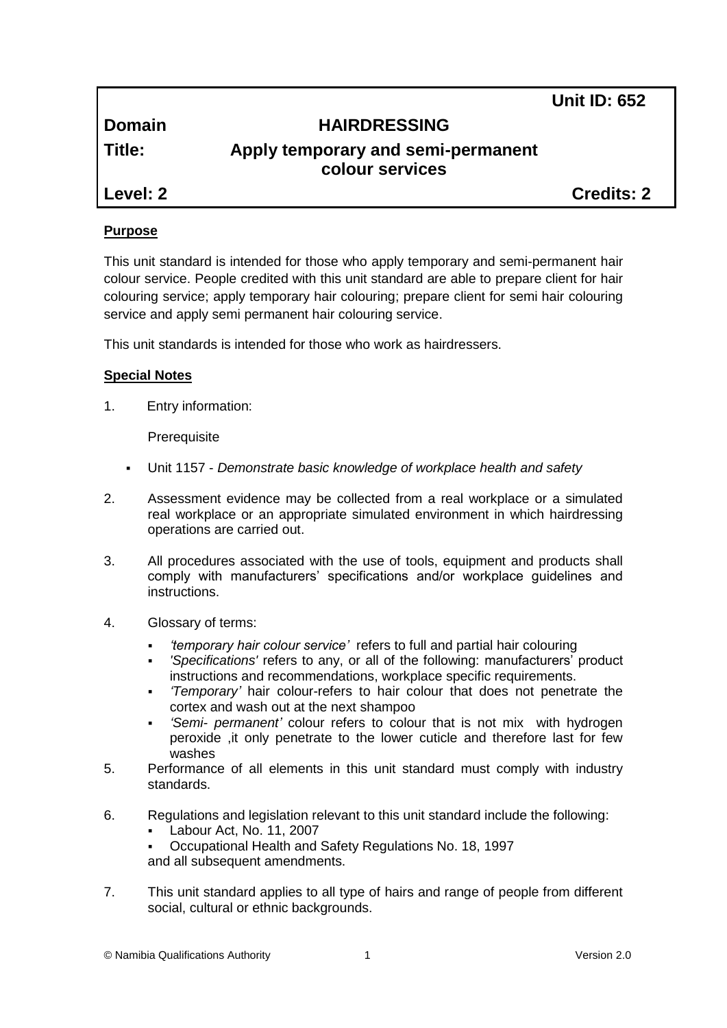| | | Unit ID: 652 |
|---|---|---|
| **Domain** | **HAIRDRESSING** | |
| **Title:** | **Apply temporary and semi-permanent colour services** | |
| **Level: 2** | | **Credits: 2** |

## Purpose

This unit standard is intended for those who apply temporary and semi-permanent hair colour service. People credited with this unit standard are able to prepare client for hair colouring service; apply temporary hair colouring; prepare client for semi hair colouring service and apply semi permanent hair colouring service.

This unit standards is intended for those who work as hairdressers.

## Special Notes

1. Entry information:

   Prerequisite

   - Unit 1157 - *Demonstrate basic knowledge of workplace health and safety*

2. Assessment evidence may be collected from a real workplace or a simulated real workplace or an appropriate simulated environment in which hairdressing operations are carried out.

3. All procedures associated with the use of tools, equipment and products shall comply with manufacturers' specifications and/or workplace guidelines and instructions.

4. Glossary of terms:

   - *'temporary hair colour service'* refers to full and partial hair colouring
   - *'Specifications'* refers to any, or all of the following: manufacturers' product instructions and recommendations, workplace specific requirements.
   - *'Temporary'* hair colour-refers to hair colour that does not penetrate the cortex and wash out at the next shampoo
   - *'Semi- permanent'* colour refers to colour that is not mix with hydrogen peroxide ,it only penetrate to the lower cuticle and therefore last for few washes

5. Performance of all elements in this unit standard must comply with industry standards.

6. Regulations and legislation relevant to this unit standard include the following:
   - Labour Act, No. 11, 2007
   - Occupational Health and Safety Regulations No. 18, 1997

   and all subsequent amendments.

7. This unit standard applies to all type of hairs and range of people from different social, cultural or ethnic backgrounds.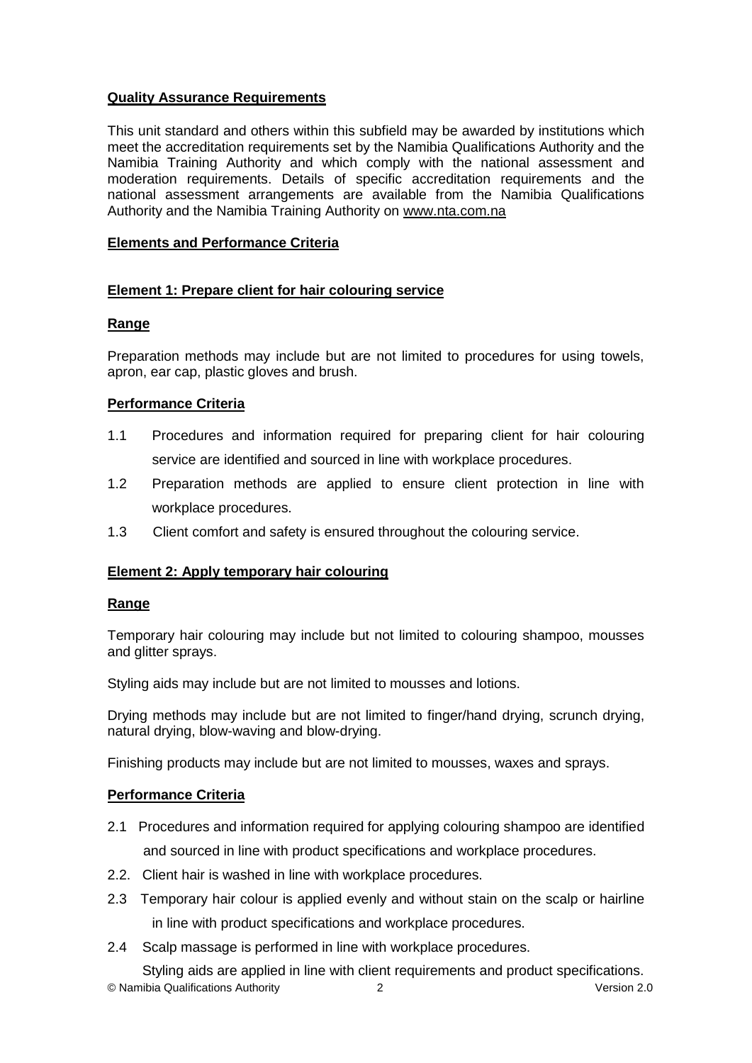**Quality Assurance Requirements**

This unit standard and others within this subfield may be awarded by institutions which meet the accreditation requirements set by the Namibia Qualifications Authority and the Namibia Training Authority and which comply with the national assessment and moderation requirements. Details of specific accreditation requirements and the national assessment arrangements are available from the Namibia Qualifications Authority and the Namibia Training Authority on www.nta.com.na

**Elements and Performance Criteria**

**Element 1: Prepare client for hair colouring service**

**Range**

Preparation methods may include but are not limited to procedures for using towels, apron, ear cap, plastic gloves and brush.

**Performance Criteria**

1.1 Procedures and information required for preparing client for hair colouring service are identified and sourced in line with workplace procedures.
1.2 Preparation methods are applied to ensure client protection in line with workplace procedures.
1.3 Client comfort and safety is ensured throughout the colouring service.

**Element 2: Apply temporary hair colouring**

**Range**

Temporary hair colouring may include but not limited to colouring shampoo, mousses and glitter sprays.

Styling aids may include but are not limited to mousses and lotions.

Drying methods may include but are not limited to finger/hand drying, scrunch drying, natural drying, blow-waving and blow-drying.

Finishing products may include but are not limited to mousses, waxes and sprays.

**Performance Criteria**

2.1 Procedures and information required for applying colouring shampoo are identified and sourced in line with product specifications and workplace procedures.
2.2. Client hair is washed in line with workplace procedures.
2.3 Temporary hair colour is applied evenly and without stain on the scalp or hairline in line with product specifications and workplace procedures.
2.4 Scalp massage is performed in line with workplace procedures.

Styling aids are applied in line with client requirements and product specifications.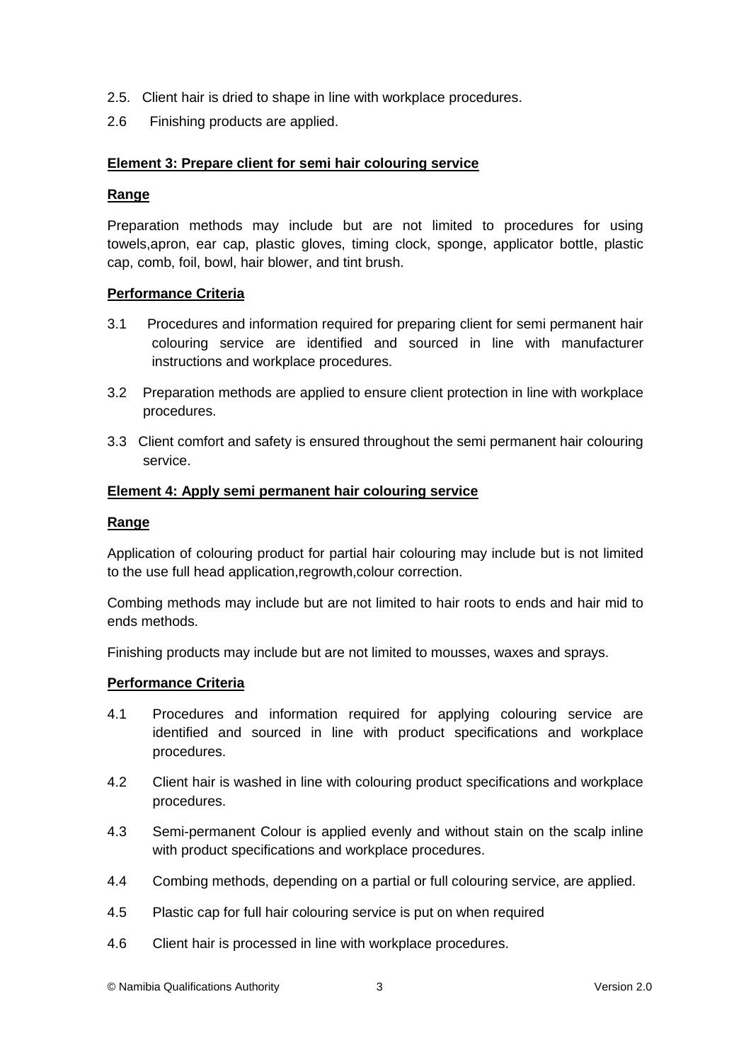2.5. Client hair is dried to shape in line with workplace procedures.

2.6 Finishing products are applied.

**Element 3: Prepare client for semi hair colouring service**

**Range**

Preparation methods may include but are not limited to procedures for using towels,apron, ear cap, plastic gloves, timing clock, sponge, applicator bottle, plastic cap, comb, foil, bowl, hair blower, and tint brush.

**Performance Criteria**

3.1 Procedures and information required for preparing client for semi permanent hair colouring service are identified and sourced in line with manufacturer instructions and workplace procedures.

3.2 Preparation methods are applied to ensure client protection in line with workplace procedures.

3.3 Client comfort and safety is ensured throughout the semi permanent hair colouring service.

**Element 4: Apply semi permanent hair colouring service**

**Range**

Application of colouring product for partial hair colouring may include but is not limited to the use full head application,regrowth,colour correction.

Combing methods may include but are not limited to hair roots to ends and hair mid to ends methods.

Finishing products may include but are not limited to mousses, waxes and sprays.

**Performance Criteria**

4.1 Procedures and information required for applying colouring service are identified and sourced in line with product specifications and workplace procedures.

4.2 Client hair is washed in line with colouring product specifications and workplace procedures.

4.3 Semi-permanent Colour is applied evenly and without stain on the scalp inline with product specifications and workplace procedures.

4.4 Combing methods, depending on a partial or full colouring service, are applied.

4.5 Plastic cap for full hair colouring service is put on when required

4.6 Client hair is processed in line with workplace procedures.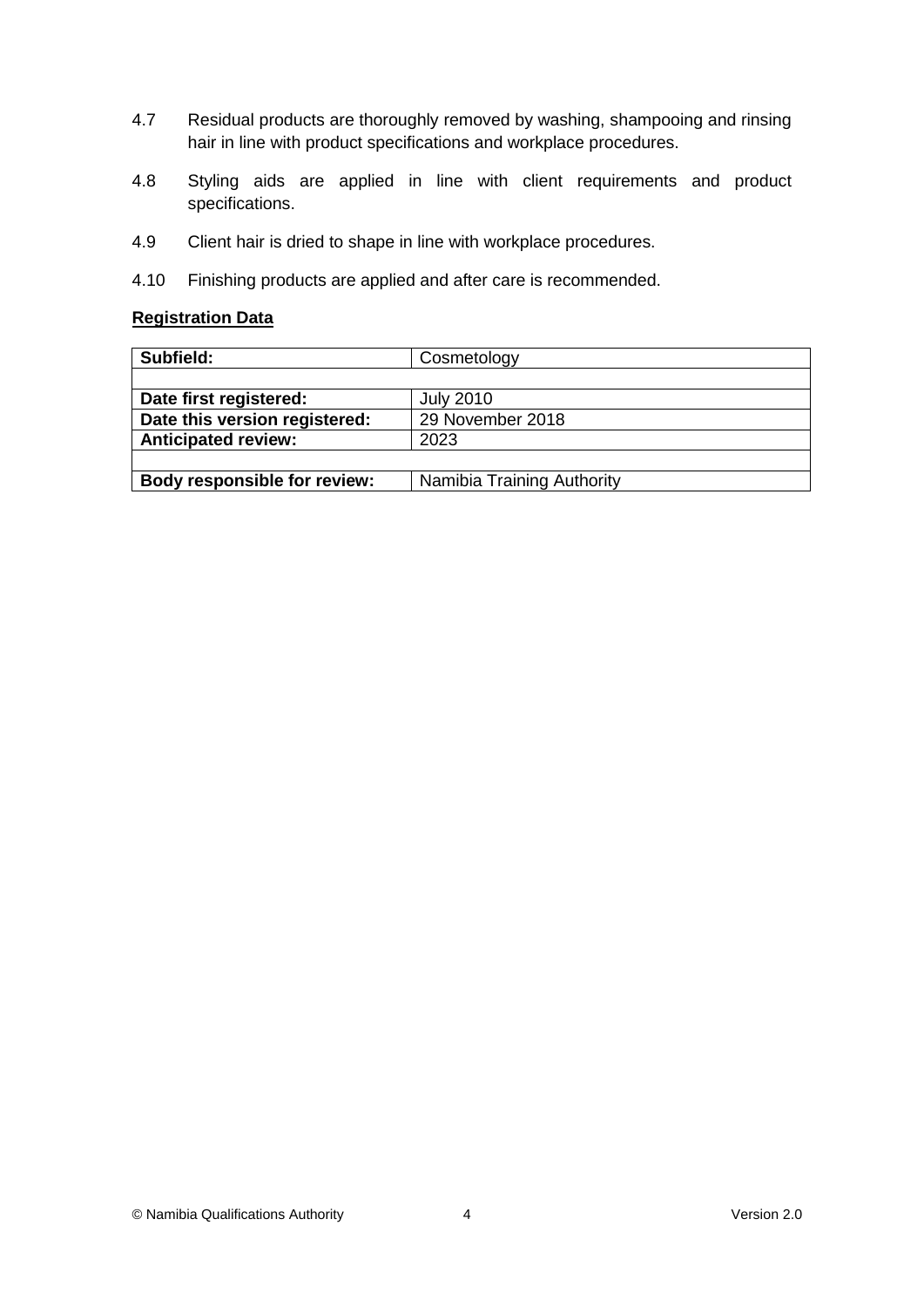4.7 Residual products are thoroughly removed by washing, shampooing and rinsing hair in line with product specifications and workplace procedures.

4.8 Styling aids are applied in line with client requirements and product specifications.

4.9 Client hair is dried to shape in line with workplace procedures.

4.10 Finishing products are applied and after care is recommended.

**Registration Data**

| | |
|---|---|
| **Subfield:** | Cosmetology |
| | |
| **Date first registered:** | July 2010 |
| **Date this version registered:** | 29 November 2018 |
| **Anticipated review:** | 2023 |
| | |
| **Body responsible for review:** | Namibia Training Authority |